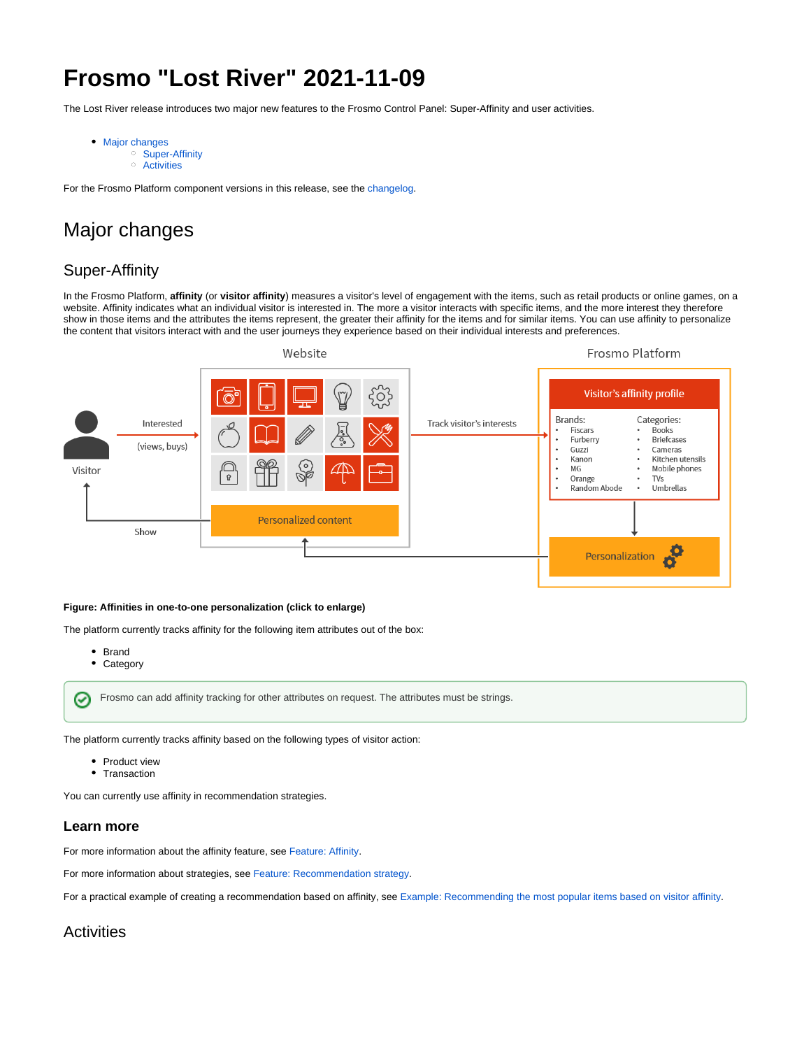# Frosmo "Lost River" 2021-11-09

The Lost River release introduces two major new features to the Frosmo Control Panel: Super-Affinity and user activities.

- Major changes
  - Super-Affinity
  - Activities

For the Frosmo Platform component versions in this release, see the changelog.

## Major changes

### Super-Affinity

In the Frosmo Platform, **affinity** (or **visitor affinity**) measures a visitor's level of engagement with the items, such as retail products or online games, on a website. Affinity indicates what an individual visitor is interested in. The more a visitor interacts with specific items, and the more interest they therefore show in those items and the attributes the items represent, the greater their affinity for the items and for similar items. You can use affinity to personalize the content that visitors interact with and the user journeys they experience based on their individual interests and preferences.

**Figure: Affinities in one-to-one personalization (click to enlarge)**

The platform currently tracks affinity for the following item attributes out of the box:

- Brand
- Category

Frosmo can add affinity tracking for other attributes on request. The attributes must be strings.

The platform currently tracks affinity based on the following types of visitor action:

- Product view
- Transaction

You can currently use affinity in recommendation strategies.

#### Learn more

For more information about the affinity feature, see Feature: Affinity.

For more information about strategies, see Feature: Recommendation strategy.

For a practical example of creating a recommendation based on affinity, see Example: Recommending the most popular items based on visitor affinity.

### Activities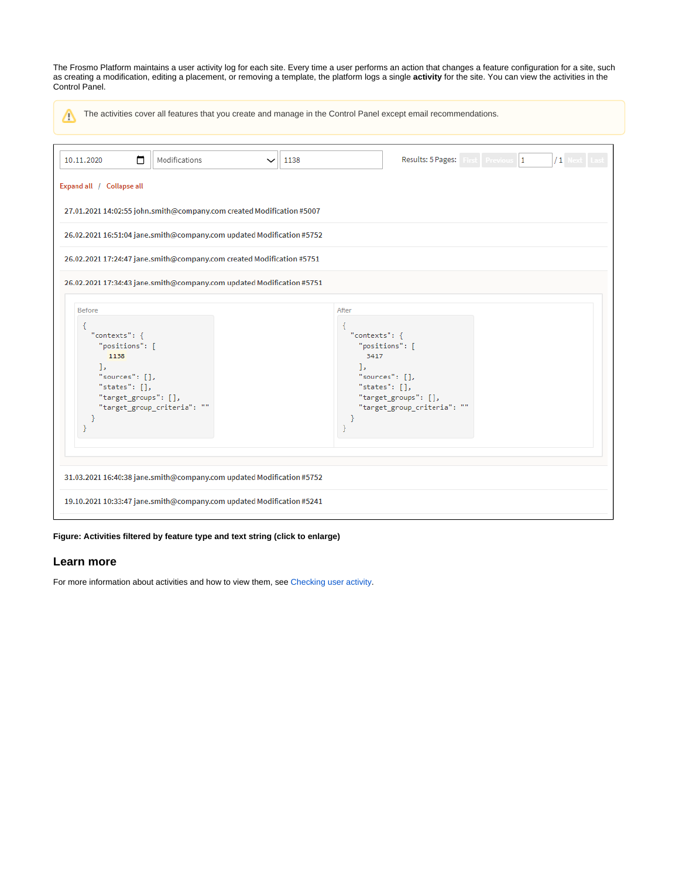The Frosmo Platform maintains a user activity log for each site. Every time a user performs an action that changes a feature configuration for a site, such as creating a modification, editing a placement, or removing a template, the platform logs a single **activity** for the site. You can view the activities in the Control Panel.

> ⚠ The activities cover all features that you create and manage in the Control Panel except email recommendations.

10.11.2020 | Modifications | 1138 | Results: 5 Pages: First Previous 1 / 1 Next Last

Expand all / Collapse all

27.01.2021 14:02:55 john.smith@company.com created Modification #5007

26.02.2021 16:51:04 jane.smith@company.com updated Modification #5752

26.02.2021 17:24:47 jane.smith@company.com created Modification #5751

26.02.2021 17:34:43 jane.smith@company.com updated Modification #5751

Before

```
{
  "contexts": {
    "positions": [
      1138
    ],
    "sources": [],
    "states": [],
    "target_groups": [],
    "target_group_criteria": ""
  }
}
```

After

```
{
  "contexts": {
    "positions": [
      3417
    ],
    "sources": [],
    "states": [],
    "target_groups": [],
    "target_group_criteria": ""
  }
}
```

31.03.2021 16:40:38 jane.smith@company.com updated Modification #5752

19.10.2021 10:33:47 jane.smith@company.com updated Modification #5241

**Figure: Activities filtered by feature type and text string (click to enlarge)**

## Learn more

For more information about activities and how to view them, see Checking user activity.